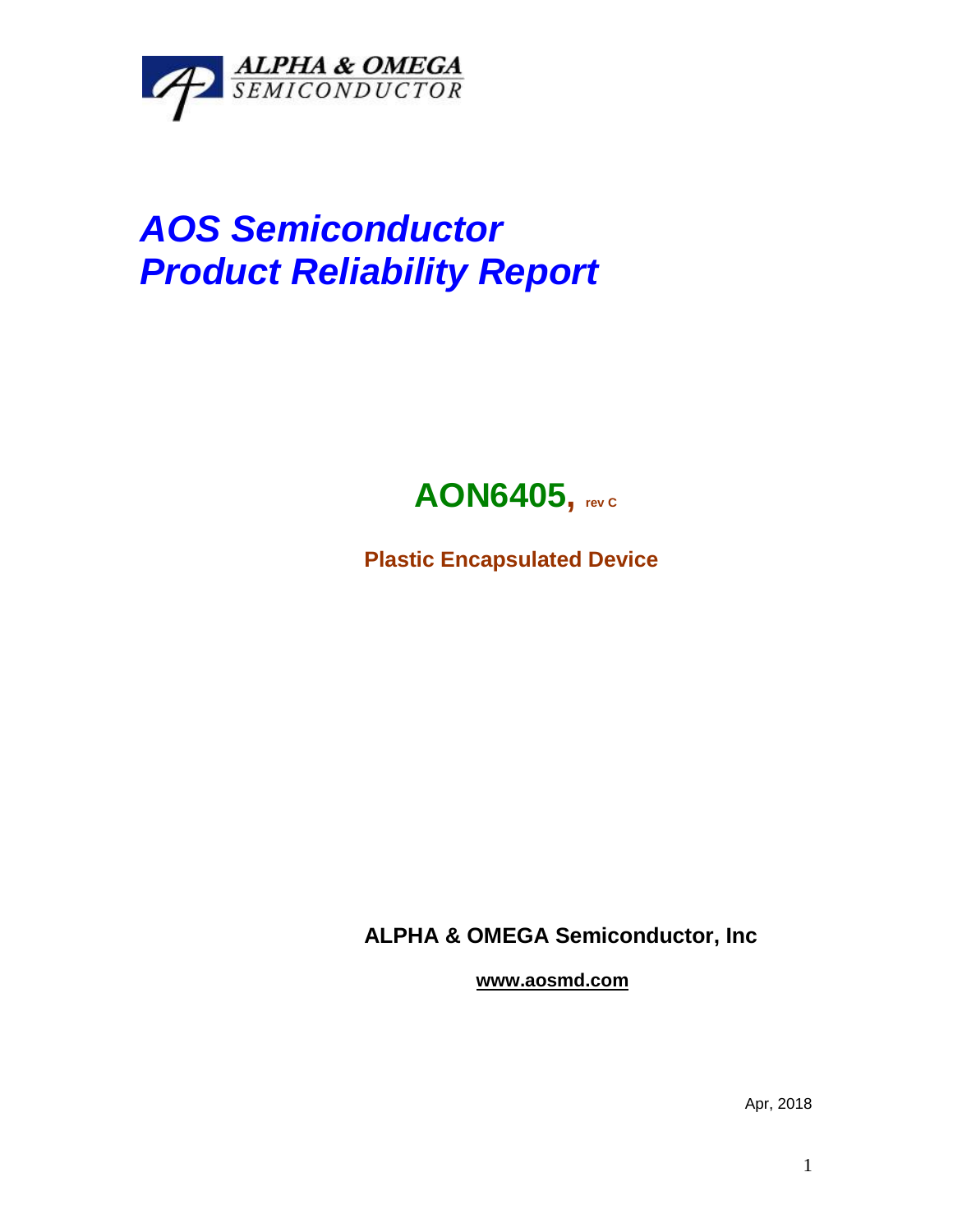ALPHA & OMEGA
SEMICONDUCTOR

# *AOS Semiconductor*
# *Product Reliability Report*

## **AON6405, rev C**

**Plastic Encapsulated Device**

**ALPHA & OMEGA Semiconductor, Inc**

**www.aosmd.com**

Apr, 2018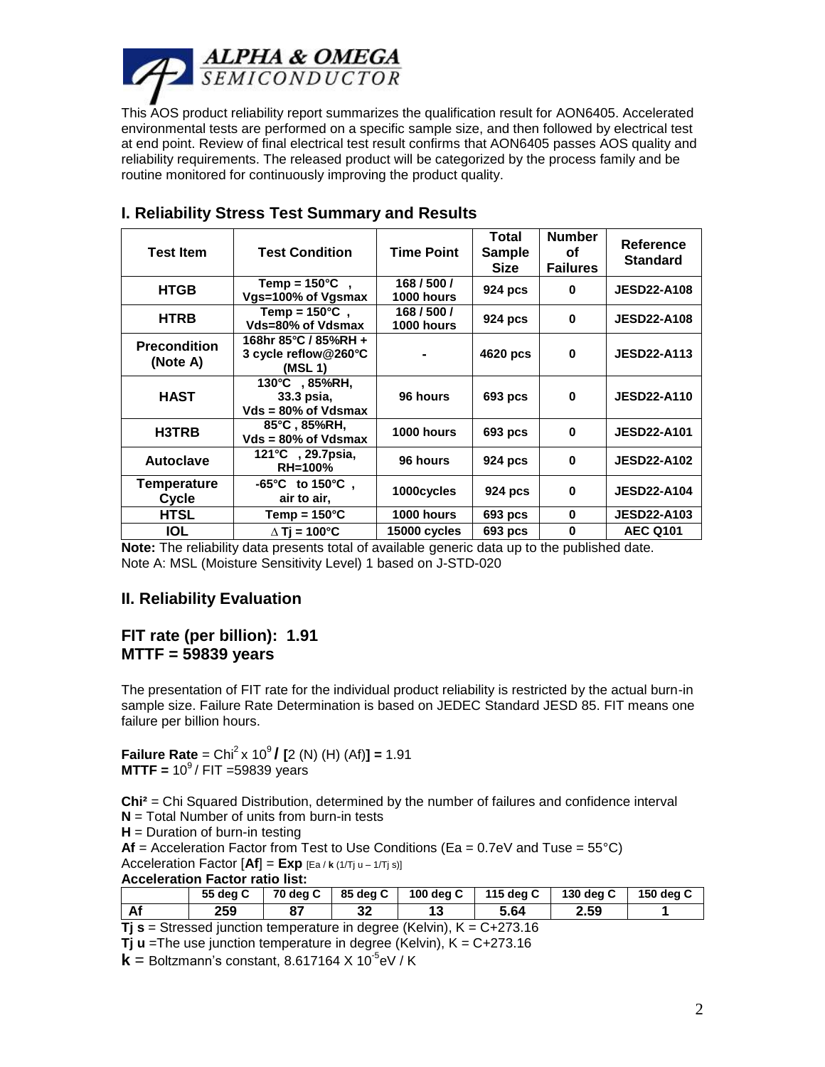This AOS product reliability report summarizes the qualification result for AON6405. Accelerated environmental tests are performed on a specific sample size, and then followed by electrical test at end point. Review of final electrical test result confirms that AON6405 passes AOS quality and reliability requirements. The released product will be categorized by the process family and be routine monitored for continuously improving the product quality.

## I. Reliability Stress Test Summary and Results

| Test Item | Test Condition | Time Point | Total Sample Size | Number of Failures | Reference Standard |
|---|---|---|---|---|---|
| **HTGB** | **Temp = 150°C , Vgs=100% of Vgsmax** | **168 / 500 / 1000 hours** | **924 pcs** | **0** | **JESD22-A108** |
| **HTRB** | **Temp = 150°C , Vds=80% of Vdsmax** | **168 / 500 / 1000 hours** | **924 pcs** | **0** | **JESD22-A108** |
| **Precondition (Note A)** | **168hr 85°C / 85%RH + 3 cycle reflow@260°C (MSL 1)** | **-** | **4620 pcs** | **0** | **JESD22-A113** |
| **HAST** | **130°C , 85%RH, 33.3 psia, Vds = 80% of Vdsmax** | **96 hours** | **693 pcs** | **0** | **JESD22-A110** |
| **H3TRB** | **85°C , 85%RH, Vds = 80% of Vdsmax** | **1000 hours** | **693 pcs** | **0** | **JESD22-A101** |
| **Autoclave** | **121°C , 29.7psia, RH=100%** | **96 hours** | **924 pcs** | **0** | **JESD22-A102** |
| **Temperature Cycle** | **-65°C to 150°C , air to air,** | **1000cycles** | **924 pcs** | **0** | **JESD22-A104** |
| **HTSL** | **Temp = 150°C** | **1000 hours** | **693 pcs** | **0** | **JESD22-A103** |
| **IOL** | **$\Delta$ Tj = 100°C** | **15000 cycles** | **693 pcs** | **0** | **AEC Q101** |

**Note:** The reliability data presents total of available generic data up to the published date.
Note A: MSL (Moisture Sensitivity Level) 1 based on J-STD-020

## II. Reliability Evaluation

### FIT rate (per billion): 1.91
### MTTF = 59839 years

The presentation of FIT rate for the individual product reliability is restricted by the actual burn-in sample size. Failure Rate Determination is based on JEDEC Standard JESD 85. FIT means one failure per billion hours.

**Failure Rate** = $Chi^2 \times 10^9$ **/ [**2 (N) (H) (Af)**] =** 1.91
**MTTF =** $10^9$ / FIT =59839 years

**Chi²** = Chi Squared Distribution, determined by the number of failures and confidence interval
**N** = Total Number of units from burn-in tests
**H** = Duration of burn-in testing
**Af** = Acceleration Factor from Test to Use Conditions (Ea = 0.7eV and Tuse = 55°C)
Acceleration Factor [**Af**] = **Exp** $[Ea / k (1/Tj_u - 1/Tj_s)]$
**Acceleration Factor ratio list:**

| | 55 deg C | 70 deg C | 85 deg C | 100 deg C | 115 deg C | 130 deg C | 150 deg C |
|---|---|---|---|---|---|---|---|
| **Af** | **259** | **87** | **32** | **13** | **5.64** | **2.59** | **1** |

**Tj s** = Stressed junction temperature in degree (Kelvin), K = C+273.16
**Tj u** =The use junction temperature in degree (Kelvin), K = C+273.16
**k** = Boltzmann's constant, 8.617164 X $10^{-5}$eV / K